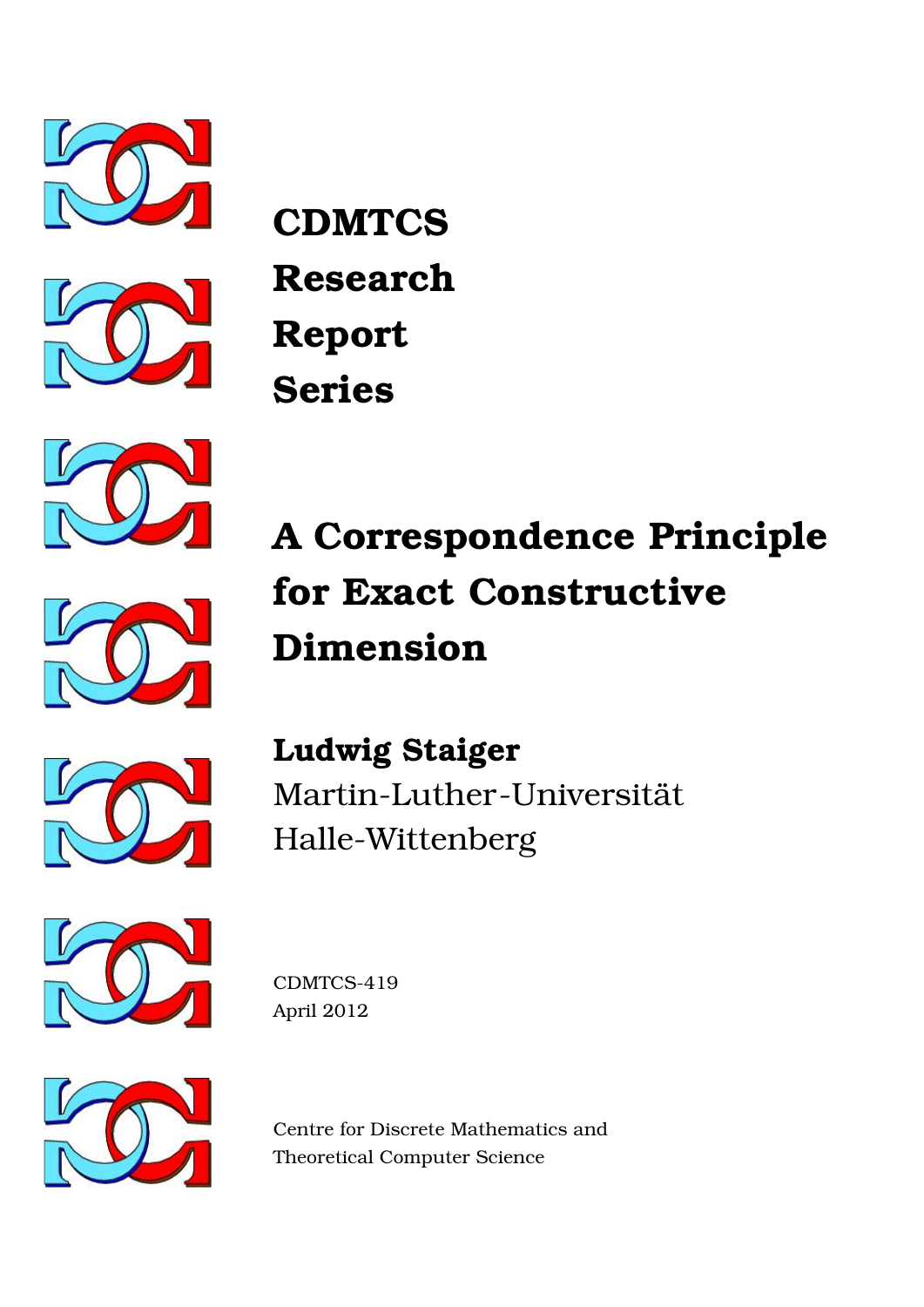# CDMTCS Research Report Series

# A Correspondence Principle for Exact Constructive Dimension

**Ludwig Staiger**
Martin-Luther-Universität
Halle-Wittenberg

CDMTCS-419
April 2012

Centre for Discrete Mathematics and
Theoretical Computer Science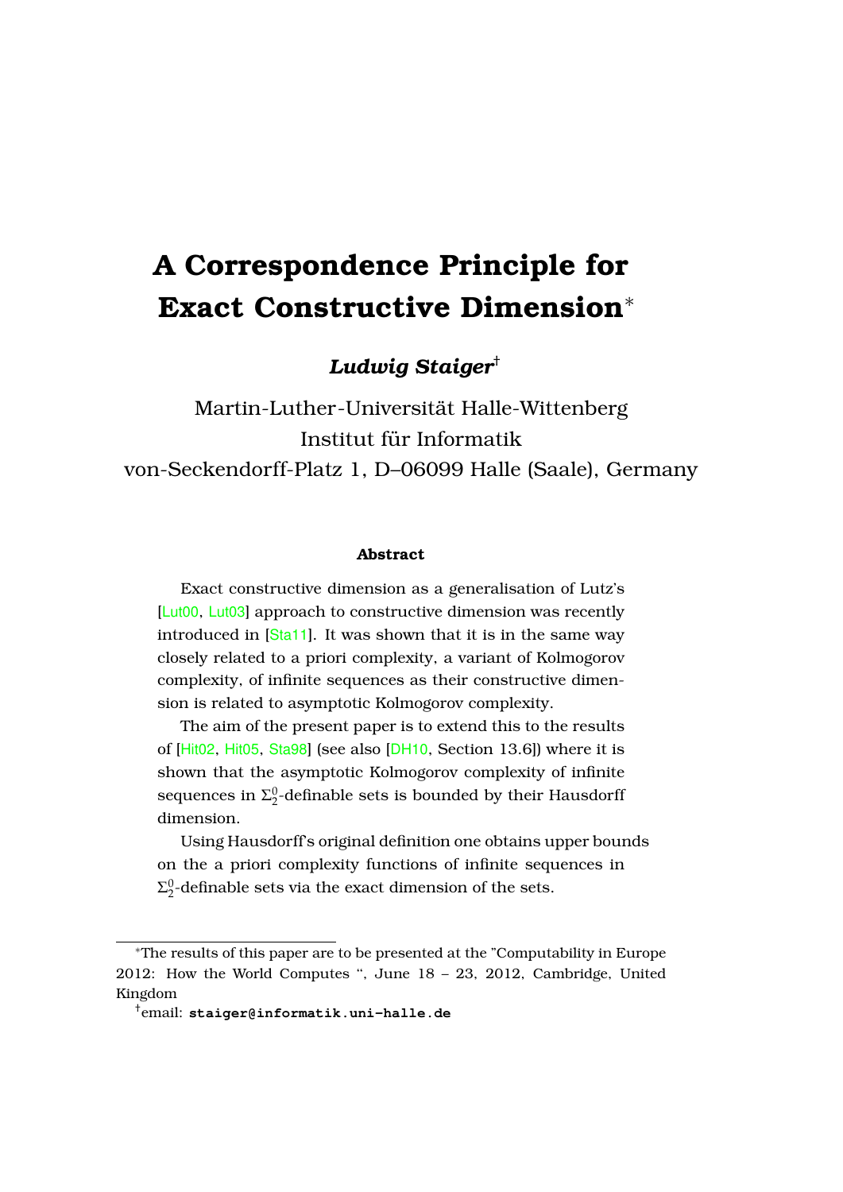# A Correspondence Principle for Exact Constructive Dimension*

***Ludwig Staiger***[†]

Martin-Luther-Universität Halle-Wittenberg
Institut für Informatik
von-Seckendorff-Platz 1, D–06099 Halle (Saale), Germany

#### Abstract

Exact constructive dimension as a generalisation of Lutz's [Lut00, Lut03] approach to constructive dimension was recently introduced in [Sta11]. It was shown that it is in the same way closely related to a priori complexity, a variant of Kolmogorov complexity, of infinite sequences as their constructive dimension is related to asymptotic Kolmogorov complexity.

The aim of the present paper is to extend this to the results of [Hit02, Hit05, Sta98] (see also [DH10, Section 13.6]) where it is shown that the asymptotic Kolmogorov complexity of infinite sequences in $\Sigma_2^0$-definable sets is bounded by their Hausdorff dimension.

Using Hausdorff's original definition one obtains upper bounds on the a priori complexity functions of infinite sequences in $\Sigma_2^0$-definable sets via the exact dimension of the sets.

---

*The results of this paper are to be presented at the "Computability in Europe 2012: How the World Computes ", June 18 – 23, 2012, Cambridge, United Kingdom

[†]email: **staiger@informatik.uni-halle.de**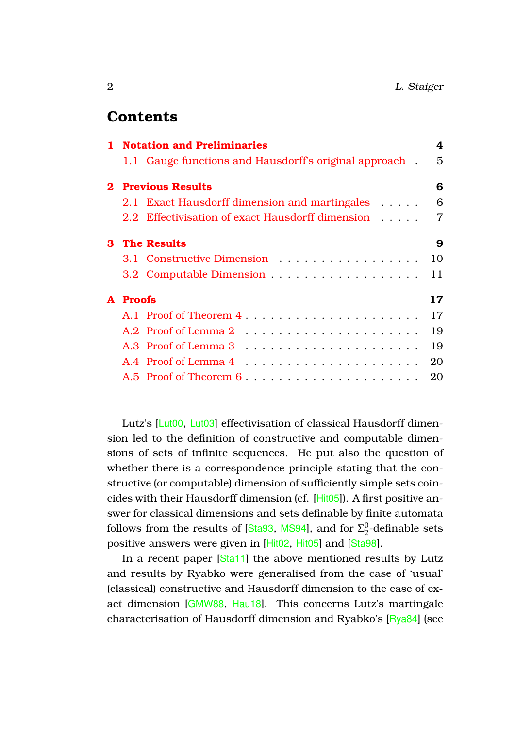# Contents

**1 Notation and Preliminaries** — 4
- 1.1 Gauge functions and Hausdorff's original approach — 5

**2 Previous Results** — 6
- 2.1 Exact Hausdorff dimension and martingales — 6
- 2.2 Effectivisation of exact Hausdorff dimension — 7

**3 The Results** — 9
- 3.1 Constructive Dimension — 10
- 3.2 Computable Dimension — 11

**A Proofs** — 17
- A.1 Proof of Theorem 4 — 17
- A.2 Proof of Lemma 2 — 19
- A.3 Proof of Lemma 3 — 19
- A.4 Proof of Lemma 4 — 20
- A.5 Proof of Theorem 6 — 20

Lutz's [Lut00, Lut03] effectivisation of classical Hausdorff dimension led to the definition of constructive and computable dimensions of sets of infinite sequences. He put also the question of whether there is a correspondence principle stating that the constructive (or computable) dimension of sufficiently simple sets coincides with their Hausdorff dimension (cf. [Hit05]). A first positive answer for classical dimensions and sets definable by finite automata follows from the results of [Sta93, MS94], and for $\Sigma_2^0$-definable sets positive answers were given in [Hit02, Hit05] and [Sta98].

In a recent paper [Sta11] the above mentioned results by Lutz and results by Ryabko were generalised from the case of 'usual' (classical) constructive and Hausdorff dimension to the case of exact dimension [GMW88, Hau18]. This concerns Lutz's martingale characterisation of Hausdorff dimension and Ryabko's [Rya84] (see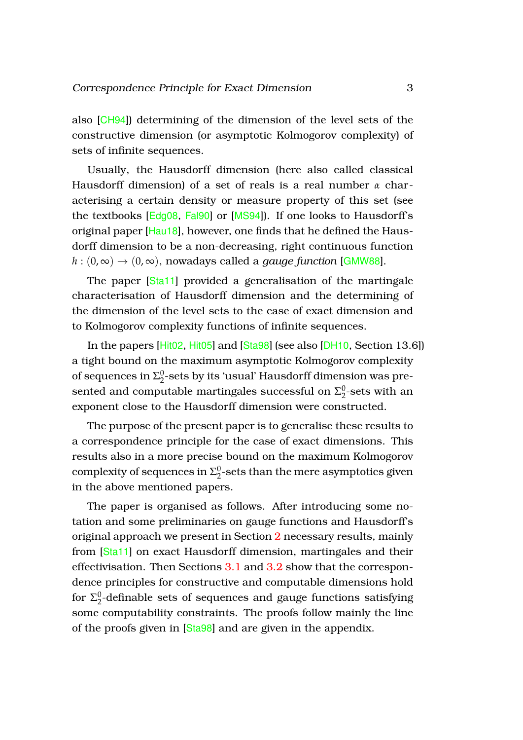also [CH94]) determining of the dimension of the level sets of the constructive dimension (or asymptotic Kolmogorov complexity) of sets of infinite sequences.

Usually, the Hausdorff dimension (here also called classical Hausdorff dimension) of a set of reals is a real number $\alpha$ characterising a certain density or measure property of this set (see the textbooks [Edg08, Fal90] or [MS94]). If one looks to Hausdorff's original paper [Hau18], however, one finds that he defined the Hausdorff dimension to be a non-decreasing, right continuous function $h : (0, \infty) \to (0, \infty)$, nowadays called a *gauge function* [GMW88].

The paper [Sta11] provided a generalisation of the martingale characterisation of Hausdorff dimension and the determining of the dimension of the level sets to the case of exact dimension and to Kolmogorov complexity functions of infinite sequences.

In the papers [Hit02, Hit05] and [Sta98] (see also [DH10, Section 13.6]) a tight bound on the maximum asymptotic Kolmogorov complexity of sequences in $\Sigma^0_2$-sets by its 'usual' Hausdorff dimension was presented and computable martingales successful on $\Sigma^0_2$-sets with an exponent close to the Hausdorff dimension were constructed.

The purpose of the present paper is to generalise these results to a correspondence principle for the case of exact dimensions. This results also in a more precise bound on the maximum Kolmogorov complexity of sequences in $\Sigma^0_2$-sets than the mere asymptotics given in the above mentioned papers.

The paper is organised as follows. After introducing some notation and some preliminaries on gauge functions and Hausdorff's original approach we present in Section 2 necessary results, mainly from [Sta11] on exact Hausdorff dimension, martingales and their effectivisation. Then Sections 3.1 and 3.2 show that the correspondence principles for constructive and computable dimensions hold for $\Sigma^0_2$-definable sets of sequences and gauge functions satisfying some computability constraints. The proofs follow mainly the line of the proofs given in [Sta98] and are given in the appendix.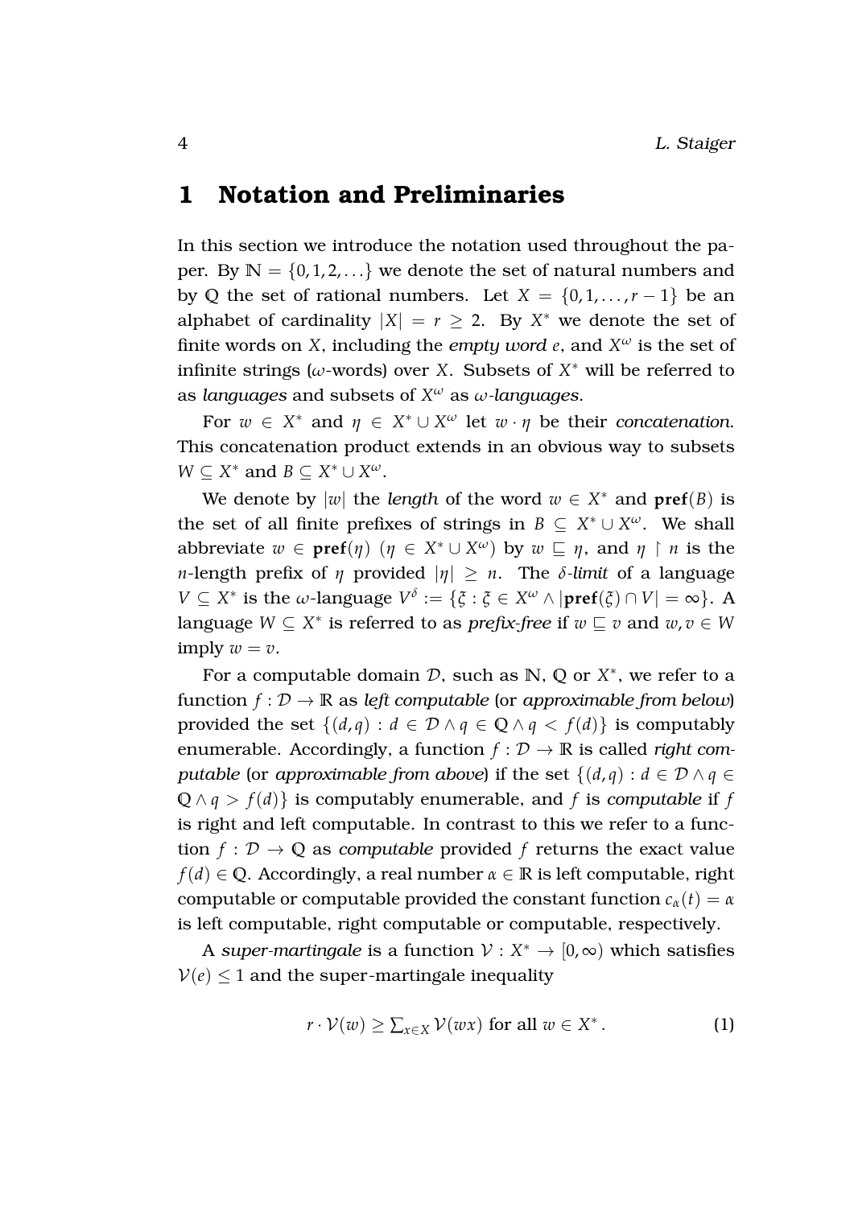# 1 Notation and Preliminaries

In this section we introduce the notation used throughout the paper. By $\mathbb{N} = \{0, 1, 2, \ldots\}$ we denote the set of natural numbers and by $\mathbb{Q}$ the set of rational numbers. Let $X = \{0, 1, \ldots, r-1\}$ be an alphabet of cardinality $|X| = r \geq 2$. By $X^*$ we denote the set of finite words on $X$, including the *empty word* $e$, and $X^\omega$ is the set of infinite strings ($\omega$-words) over $X$. Subsets of $X^*$ will be referred to as *languages* and subsets of $X^\omega$ as $\omega$*-languages*.

For $w \in X^*$ and $\eta \in X^* \cup X^\omega$ let $w \cdot \eta$ be their *concatenation*. This concatenation product extends in an obvious way to subsets $W \subseteq X^*$ and $B \subseteq X^* \cup X^\omega$.

We denote by $|w|$ the *length* of the word $w \in X^*$ and $\mathbf{pref}(B)$ is the set of all finite prefixes of strings in $B \subseteq X^* \cup X^\omega$. We shall abbreviate $w \in \mathbf{pref}(\eta)$ $(\eta \in X^* \cup X^\omega)$ by $w \sqsubseteq \eta$, and $\eta \upharpoonright n$ is the $n$-length prefix of $\eta$ provided $|\eta| \geq n$. The $\delta$*-limit* of a language $V \subseteq X^*$ is the $\omega$-language $V^\delta := \{\xi : \xi \in X^\omega \wedge |\mathbf{pref}(\xi) \cap V| = \infty\}$. A language $W \subseteq X^*$ is referred to as *prefix-free* if $w \sqsubseteq v$ and $w, v \in W$ imply $w = v$.

For a computable domain $\mathcal{D}$, such as $\mathbb{N}$, $\mathbb{Q}$ or $X^*$, we refer to a function $f : \mathcal{D} \to \mathbb{R}$ as *left computable* (or *approximable from below*) provided the set $\{(d, q) : d \in \mathcal{D} \wedge q \in \mathbb{Q} \wedge q < f(d)\}$ is computably enumerable. Accordingly, a function $f : \mathcal{D} \to \mathbb{R}$ is called *right computable* (or *approximable from above*) if the set $\{(d, q) : d \in \mathcal{D} \wedge q \in \mathbb{Q} \wedge q > f(d)\}$ is computably enumerable, and $f$ is *computable* if $f$ is right and left computable. In contrast to this we refer to a function $f : \mathcal{D} \to \mathbb{Q}$ as *computable* provided $f$ returns the exact value $f(d) \in \mathbb{Q}$. Accordingly, a real number $\alpha \in \mathbb{R}$ is left computable, right computable or computable provided the constant function $c_\alpha(t) = \alpha$ is left computable, right computable or computable, respectively.

A *super-martingale* is a function $\mathcal{V} : X^* \to [0, \infty)$ which satisfies $\mathcal{V}(e) \leq 1$ and the super-martingale inequality

$$r \cdot \mathcal{V}(w) \geq \textstyle\sum_{x \in X} \mathcal{V}(wx) \text{ for all } w \in X^* . \tag{1}$$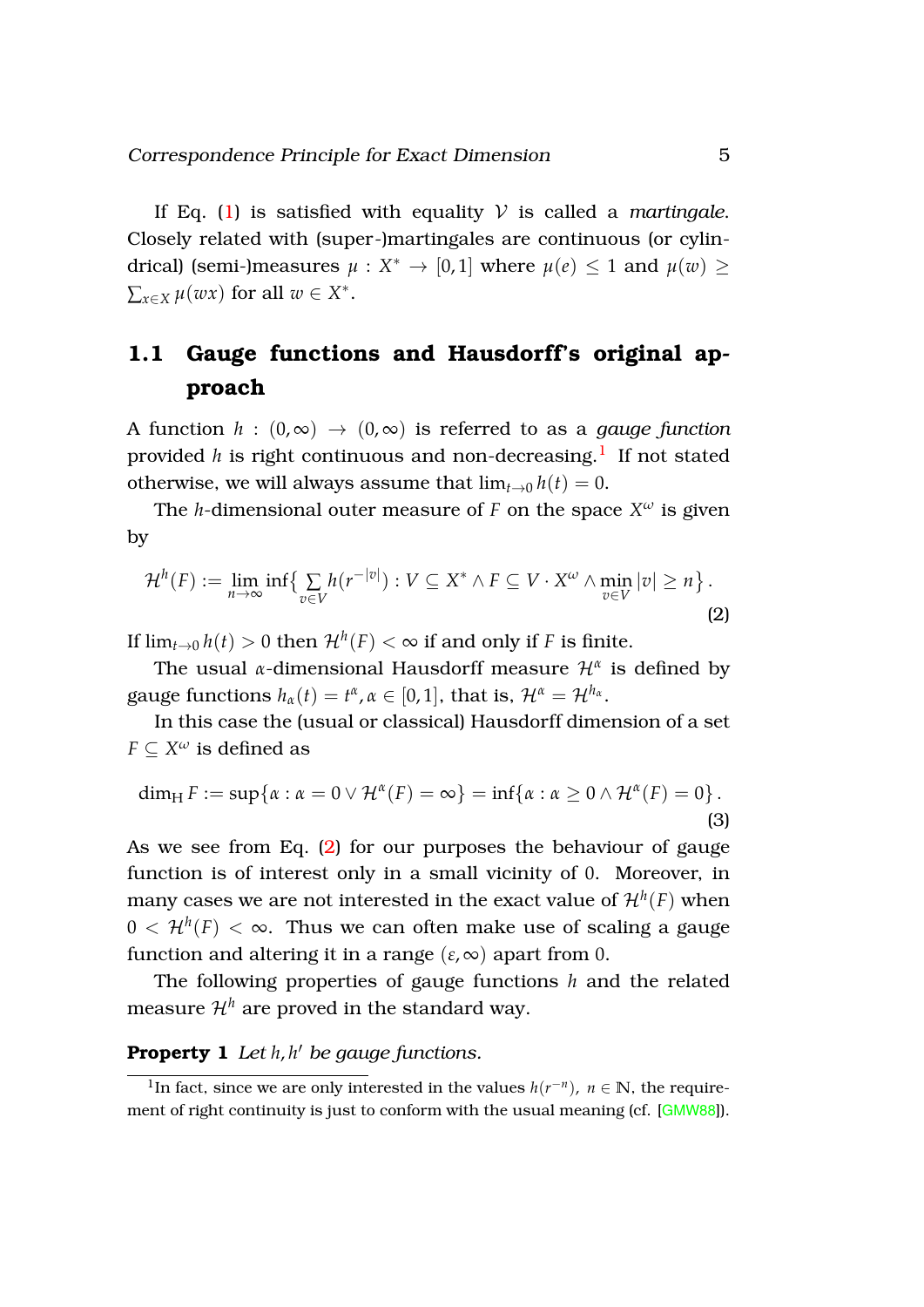If Eq. (1) is satisfied with equality $\mathcal{V}$ is called a *martingale*. Closely related with (super-)martingales are continuous (or cylindrical) (semi-)measures $\mu : X^* \to [0,1]$ where $\mu(e) \leq 1$ and $\mu(w) \geq \sum_{x \in X} \mu(wx)$ for all $w \in X^*$.

## 1.1 Gauge functions and Hausdorff's original approach

A function $h : (0,\infty) \to (0,\infty)$ is referred to as a *gauge function* provided $h$ is right continuous and non-decreasing.[1] If not stated otherwise, we will always assume that $\lim_{t \to 0} h(t) = 0$.

The $h$-dimensional outer measure of $F$ on the space $X^\omega$ is given by

$$\mathcal{H}^h(F) := \lim_{n \to \infty} \inf\Big\{ \sum_{v \in V} h(r^{-|v|}) : V \subseteq X^* \wedge F \subseteq V \cdot X^\omega \wedge \min_{v \in V} |v| \geq n \Big\} . \tag{2}$$

If $\lim_{t \to 0} h(t) > 0$ then $\mathcal{H}^h(F) < \infty$ if and only if $F$ is finite.

The usual $\alpha$-dimensional Hausdorff measure $\mathcal{H}^\alpha$ is defined by gauge functions $h_\alpha(t) = t^\alpha, \alpha \in [0,1]$, that is, $\mathcal{H}^\alpha = \mathcal{H}^{h_\alpha}$.

In this case the (usual or classical) Hausdorff dimension of a set $F \subseteq X^\omega$ is defined as

$$\dim_{\mathrm{H}} F := \sup\{\alpha : \alpha = 0 \vee \mathcal{H}^\alpha(F) = \infty\} = \inf\{\alpha : \alpha \geq 0 \wedge \mathcal{H}^\alpha(F) = 0\} . \tag{3}$$

As we see from Eq. (2) for our purposes the behaviour of gauge function is of interest only in a small vicinity of $0$. Moreover, in many cases we are not interested in the exact value of $\mathcal{H}^h(F)$ when $0 < \mathcal{H}^h(F) < \infty$. Thus we can often make use of scaling a gauge function and altering it in a range $(\varepsilon, \infty)$ apart from $0$.

The following properties of gauge functions $h$ and the related measure $\mathcal{H}^h$ are proved in the standard way.

**Property 1** *Let $h, h'$ be gauge functions.*

[1] In fact, since we are only interested in the values $h(r^{-n})$, $n \in \mathbb{N}$, the requirement of right continuity is just to conform with the usual meaning (cf. [GMW88]).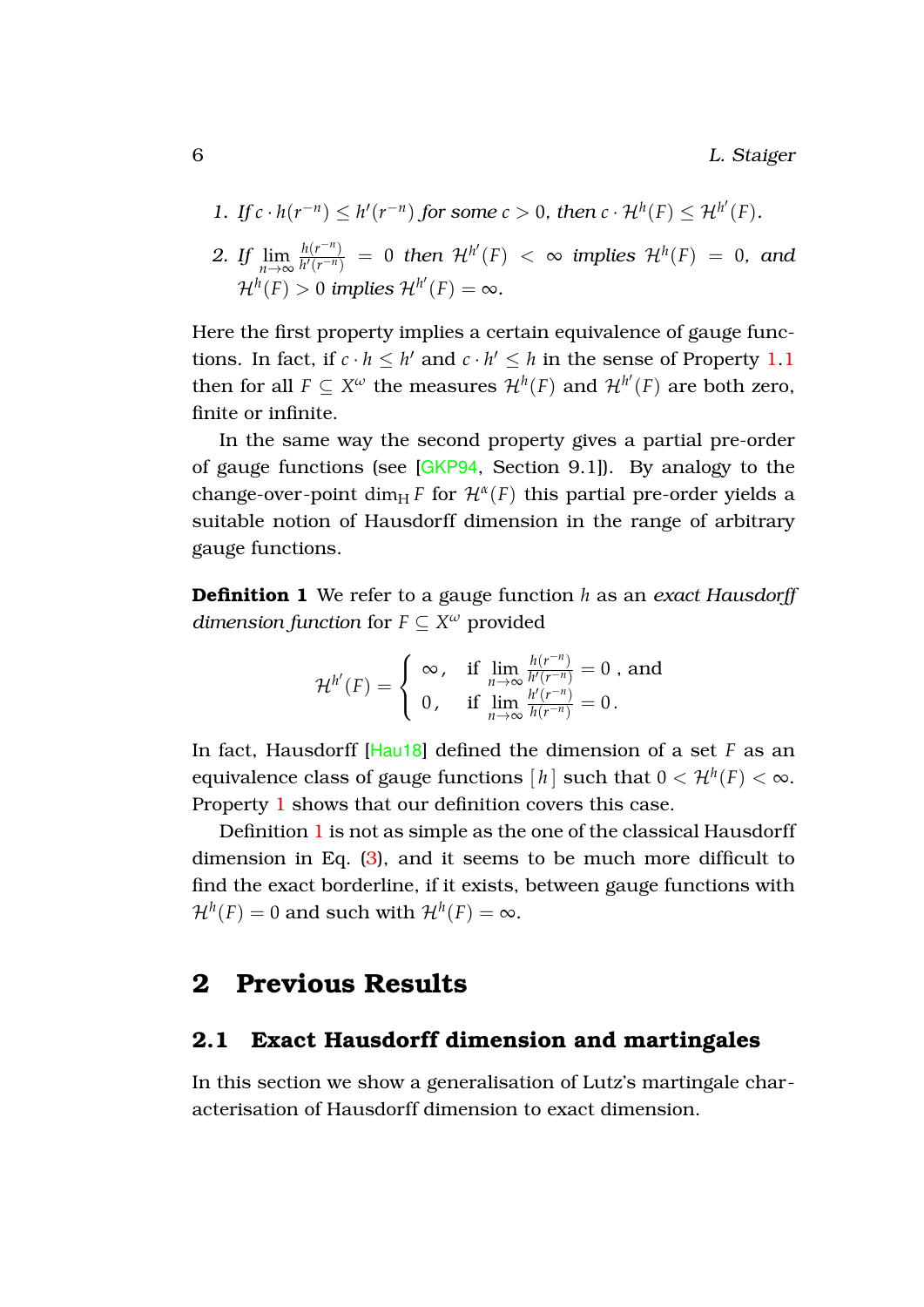1. *If* $c \cdot h(r^{-n}) \leq h'(r^{-n})$ *for some* $c > 0$*, then* $c \cdot \mathcal{H}^h(F) \leq \mathcal{H}^{h'}(F)$*.*
2. *If* $\lim_{n\to\infty} \frac{h(r^{-n})}{h'(r^{-n})} = 0$ *then* $\mathcal{H}^{h'}(F) < \infty$ *implies* $\mathcal{H}^h(F) = 0$*, and* $\mathcal{H}^h(F) > 0$ *implies* $\mathcal{H}^{h'}(F) = \infty$*.*

Here the first property implies a certain equivalence of gauge functions. In fact, if $c \cdot h \leq h'$ and $c \cdot h' \leq h$ in the sense of Property 1.1 then for all $F \subseteq X^\omega$ the measures $\mathcal{H}^h(F)$ and $\mathcal{H}^{h'}(F)$ are both zero, finite or infinite.

In the same way the second property gives a partial pre-order of gauge functions (see [GKP94, Section 9.1]). By analogy to the change-over-point $\dim_{\mathrm{H}} F$ for $\mathcal{H}^\alpha(F)$ this partial pre-order yields a suitable notion of Hausdorff dimension in the range of arbitrary gauge functions.

**Definition 1** We refer to a gauge function $h$ as an *exact Hausdorff dimension function* for $F \subseteq X^\omega$ provided

$$\mathcal{H}^{h'}(F) = \begin{cases} \infty, & \text{if } \lim_{n\to\infty} \frac{h(r^{-n})}{h'(r^{-n})} = 0 \text{, and} \\ 0, & \text{if } \lim_{n\to\infty} \frac{h'(r^{-n})}{h(r^{-n})} = 0 \,. \end{cases}$$

In fact, Hausdorff [Hau18] defined the dimension of a set $F$ as an equivalence class of gauge functions $[h]$ such that $0 < \mathcal{H}^h(F) < \infty$. Property 1 shows that our definition covers this case.

Definition 1 is not as simple as the one of the classical Hausdorff dimension in Eq. (3), and it seems to be much more difficult to find the exact borderline, if it exists, between gauge functions with $\mathcal{H}^h(F) = 0$ and such with $\mathcal{H}^h(F) = \infty$.

## 2 Previous Results

### 2.1 Exact Hausdorff dimension and martingales

In this section we show a generalisation of Lutz's martingale characterisation of Hausdorff dimension to exact dimension.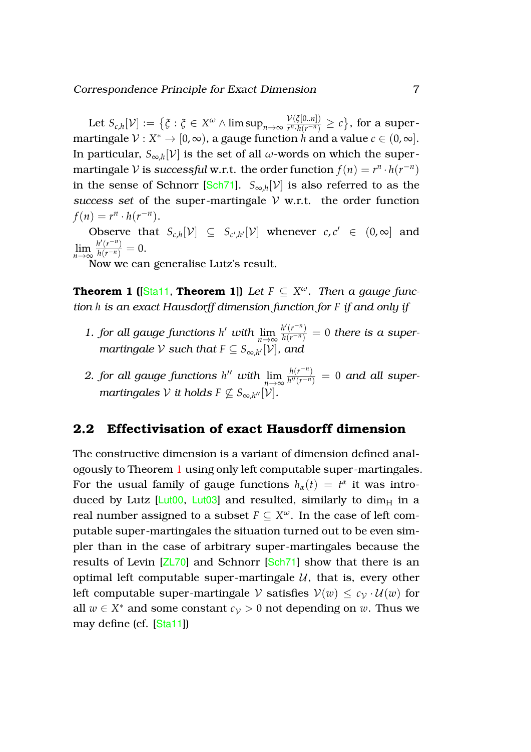Let $S_{c,h}[\mathcal{V}] := \left\{\xi : \xi \in X^\omega \wedge \limsup_{n\to\infty} \frac{\mathcal{V}(\xi[0..n])}{r^n \cdot h(r^{-n})} \geq c\right\}$, for a super-martingale $\mathcal{V} : X^* \to [0,\infty)$, a gauge function $h$ and a value $c \in (0,\infty]$. In particular, $S_{\infty,h}[\mathcal{V}]$ is the set of all $\omega$-words on which the super-martingale $\mathcal{V}$ is *successful* w.r.t. the order function $f(n) = r^n \cdot h(r^{-n})$ in the sense of Schnorr [Sch71]. $S_{\infty,h}[\mathcal{V}]$ is also referred to as the *success set* of the super-martingale $\mathcal{V}$ w.r.t. the order function $f(n) = r^n \cdot h(r^{-n})$.

Observe that $S_{c,h}[\mathcal{V}] \subseteq S_{c',h'}[\mathcal{V}]$ whenever $c, c' \in (0,\infty]$ and $\lim_{n\to\infty} \frac{h'(r^{-n})}{h(r^{-n})} = 0$.

Now we can generalise Lutz's result.

**Theorem 1 ([Sta11, Theorem 1])** *Let $F \subseteq X^\omega$. Then a gauge function $h$ is an exact Hausdorff dimension function for $F$ if and only if*

1. *for all gauge functions $h'$ with $\lim_{n\to\infty} \frac{h'(r^{-n})}{h(r^{-n})} = 0$ there is a super-martingale $\mathcal{V}$ such that $F \subseteq S_{\infty,h'}[\mathcal{V}]$, and*
2. *for all gauge functions $h''$ with $\lim_{n\to\infty} \frac{h(r^{-n})}{h''(r^{-n})} = 0$ and all super-martingales $\mathcal{V}$ it holds $F \not\subseteq S_{\infty,h''}[\mathcal{V}]$.*

## 2.2 Effectivisation of exact Hausdorff dimension

The constructive dimension is a variant of dimension defined analogously to Theorem 1 using only left computable super-martingales. For the usual family of gauge functions $h_\alpha(t) = t^\alpha$ it was introduced by Lutz [Lut00, Lut03] and resulted, similarly to $\dim_{\mathrm{H}}$ in a real number assigned to a subset $F \subseteq X^\omega$. In the case of left computable super-martingales the situation turned out to be even simpler than in the case of arbitrary super-martingales because the results of Levin [ZL70] and Schnorr [Sch71] show that there is an optimal left computable super-martingale $\mathcal{U}$, that is, every other left computable super-martingale $\mathcal{V}$ satisfies $\mathcal{V}(w) \leq c_{\mathcal{V}} \cdot \mathcal{U}(w)$ for all $w \in X^*$ and some constant $c_{\mathcal{V}} > 0$ not depending on $w$. Thus we may define (cf. [Sta11])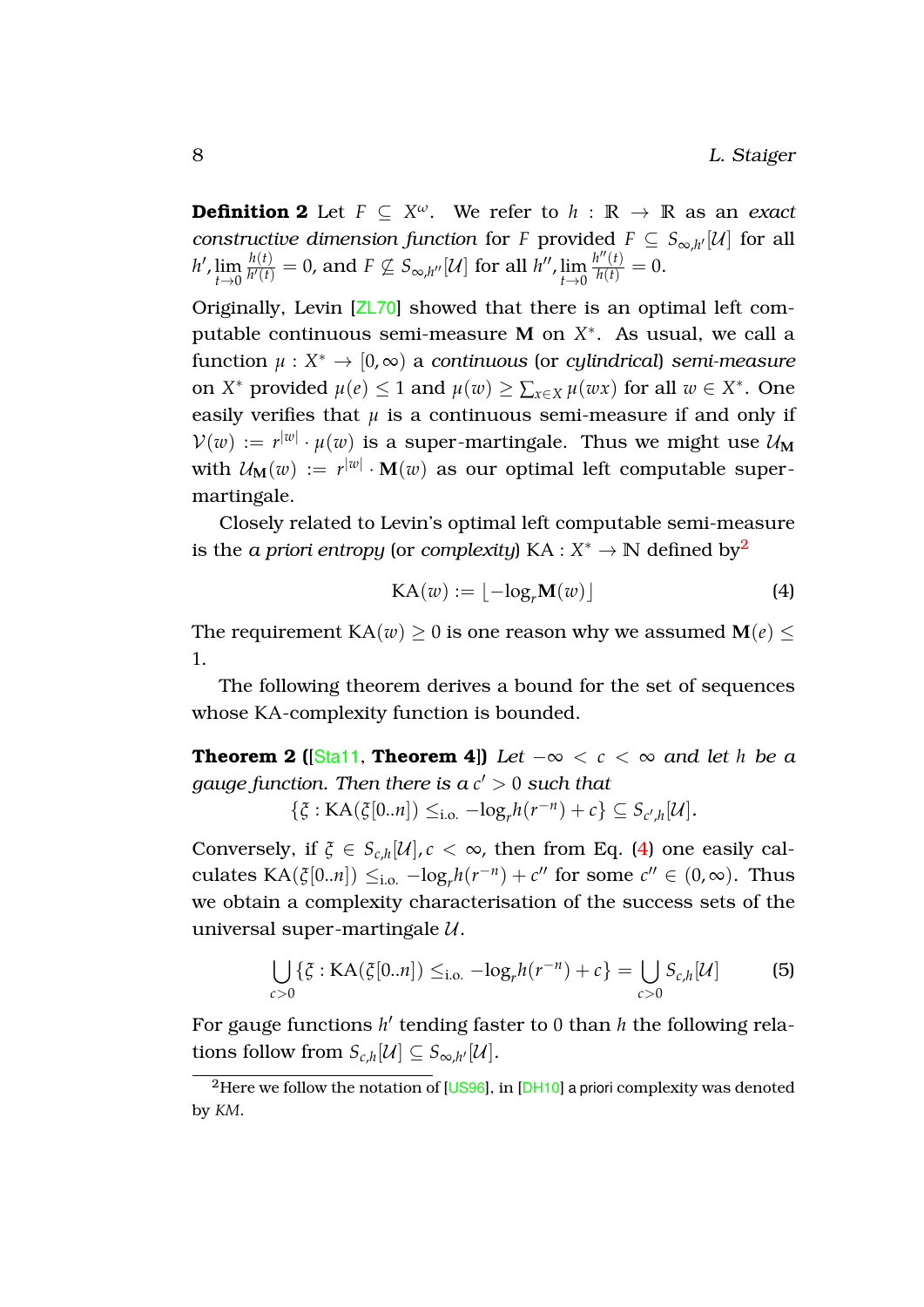**Definition 2** Let $F \subseteq X^\omega$. We refer to $h : \mathbb{R} \to \mathbb{R}$ as an *exact constructive dimension function* for $F$ provided $F \subseteq \mathcal{S}_{\infty,h'}[\mathcal{U}]$ for all $h', \lim\limits_{t\to 0} \frac{h(t)}{h'(t)} = 0$, and $F \not\subseteq \mathcal{S}_{\infty,h''}[\mathcal{U}]$ for all $h'', \lim\limits_{t\to 0} \frac{h''(t)}{h(t)} = 0$.

Originally, Levin [ZL70] showed that there is an optimal left computable continuous semi-measure $\mathbf{M}$ on $X^*$. As usual, we call a function $\mu : X^* \to [0,\infty)$ a *continuous* (or *cylindrical*) *semi-measure* on $X^*$ provided $\mu(e) \leq 1$ and $\mu(w) \geq \sum_{x\in X} \mu(wx)$ for all $w \in X^*$. One easily verifies that $\mu$ is a continuous semi-measure if and only if $\mathcal{V}(w) := r^{|w|} \cdot \mu(w)$ is a super-martingale. Thus we might use $\mathcal{U}_\mathbf{M}$ with $\mathcal{U}_\mathbf{M}(w) := r^{|w|} \cdot \mathbf{M}(w)$ as our optimal left computable super-martingale.

Closely related to Levin's optimal left computable semi-measure is the *a priori entropy* (or *complexity*) $\mathrm{KA} : X^* \to \mathbb{N}$ defined by[2]

$$\mathrm{KA}(w) := \lfloor -\log_r \mathbf{M}(w) \rfloor \tag{4}$$

The requirement $\mathrm{KA}(w) \geq 0$ is one reason why we assumed $\mathbf{M}(e) \leq 1$.

The following theorem derives a bound for the set of sequences whose KA-complexity function is bounded.

**Theorem 2 ([Sta11, Theorem 4])** *Let $-\infty < c < \infty$ and let $h$ be a gauge function. Then there is a $c' > 0$ such that*

$$\{\xi : \mathrm{KA}(\xi[0..n]) \leq_{\text{i.o.}} -\log_r h(r^{-n}) + c\} \subseteq \mathcal{S}_{c',h}[\mathcal{U}].$$

Conversely, if $\xi \in \mathcal{S}_{c,h}[\mathcal{U}], c < \infty$, then from Eq. (4) one easily calculates $\mathrm{KA}(\xi[0..n]) \leq_{\text{i.o.}} -\log_r h(r^{-n}) + c''$ for some $c'' \in (0,\infty)$. Thus we obtain a complexity characterisation of the success sets of the universal super-martingale $\mathcal{U}$.

$$\bigcup_{c>0} \{\xi : \mathrm{KA}(\xi[0..n]) \leq_{\text{i.o.}} -\log_r h(r^{-n}) + c\} = \bigcup_{c>0} \mathcal{S}_{c,h}[\mathcal{U}] \tag{5}$$

For gauge functions $h'$ tending faster to $0$ than $h$ the following relations follow from $\mathcal{S}_{c,h}[\mathcal{U}] \subseteq \mathcal{S}_{\infty,h'}[\mathcal{U}]$.

[2] Here we follow the notation of [US96], in [DH10] a priori complexity was denoted by *KM*.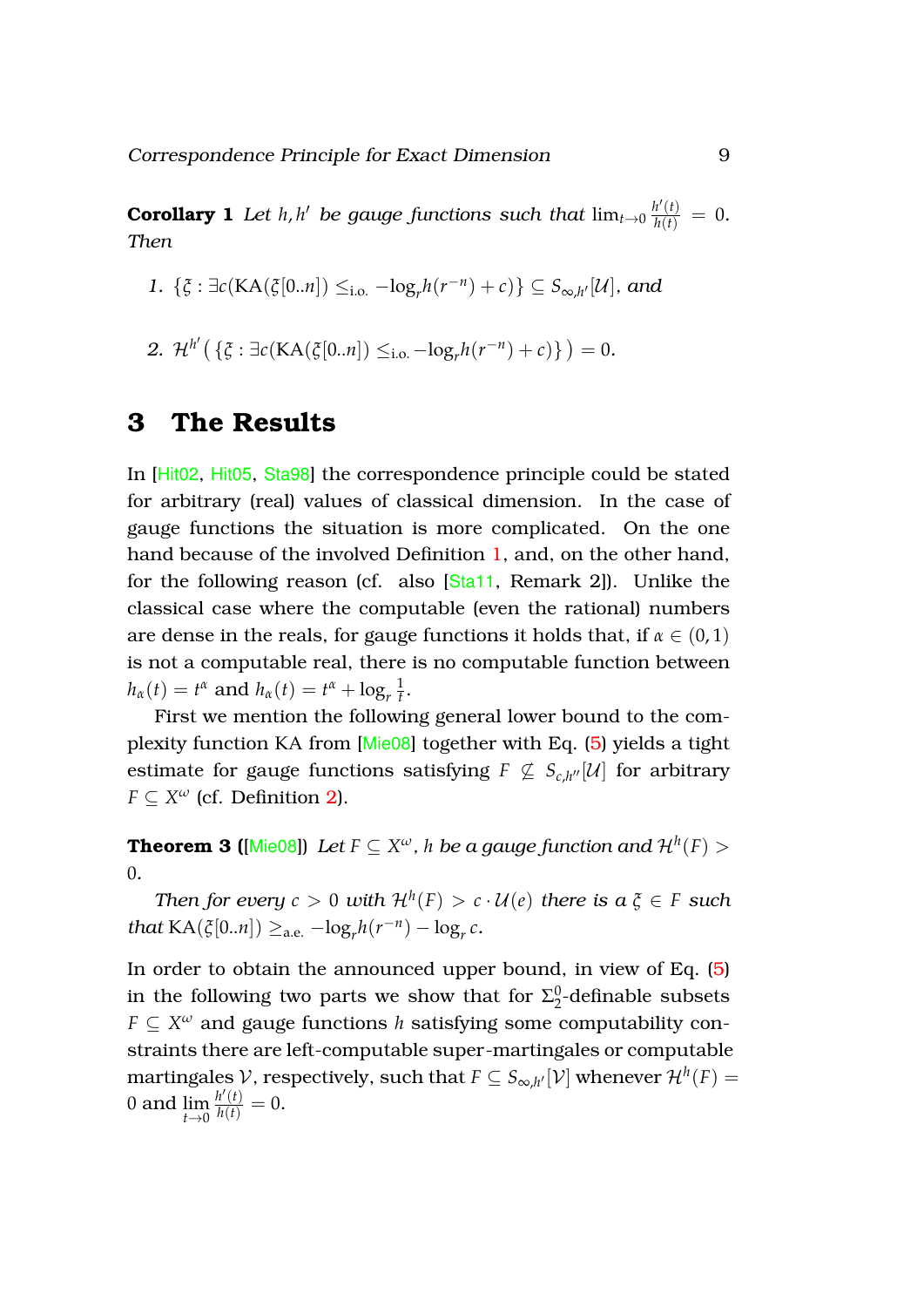**Corollary 1** *Let $h, h'$ be gauge functions such that $\lim_{t\to 0} \frac{h'(t)}{h(t)} = 0$. Then*

1. $\{\xi : \exists c(\mathrm{KA}(\xi[0..n]) \leq_{\text{i.o.}} -\log_r h(r^{-n}) + c)\} \subseteq S_{\infty,h'}[\mathcal{U}]$, *and*

2. $\mathcal{H}^{h'}\big(\{\xi : \exists c(\mathrm{KA}(\xi[0..n]) \leq_{\text{i.o.}} -\log_r h(r^{-n}) + c)\}\big) = 0$.

# 3 The Results

In [Hit02, Hit05, Sta98] the correspondence principle could be stated for arbitrary (real) values of classical dimension. In the case of gauge functions the situation is more complicated. On the one hand because of the involved Definition 1, and, on the other hand, for the following reason (cf. also [Sta11, Remark 2]). Unlike the classical case where the computable (even the rational) numbers are dense in the reals, for gauge functions it holds that, if $\alpha \in (0, 1)$ is not a computable real, there is no computable function between $h_\alpha(t) = t^\alpha$ and $h_\alpha(t) = t^\alpha + \log_r \frac{1}{t}$.

First we mention the following general lower bound to the complexity function KA from [Mie08] together with Eq. (5) yields a tight estimate for gauge functions satisfying $F \not\subseteq S_{c,h''}[\mathcal{U}]$ for arbitrary $F \subseteq X^\omega$ (cf. Definition 2).

**Theorem 3 ([Mie08])** *Let $F \subseteq X^\omega$, $h$ be a gauge function and $\mathcal{H}^h(F) > 0$.*

*Then for every $c > 0$ with $\mathcal{H}^h(F) > c \cdot \mathcal{U}(e)$ there is a $\xi \in F$ such that $\mathrm{KA}(\xi[0..n]) \geq_{\text{a.e.}} -\log_r h(r^{-n}) - \log_r c$.*

In order to obtain the announced upper bound, in view of Eq. (5) in the following two parts we show that for $\Sigma_2^0$-definable subsets $F \subseteq X^\omega$ and gauge functions $h$ satisfying some computability constraints there are left-computable super-martingales or computable martingales $\mathcal{V}$, respectively, such that $F \subseteq S_{\infty,h'}[\mathcal{V}]$ whenever $\mathcal{H}^h(F) = 0$ and $\lim\limits_{t\to 0} \frac{h'(t)}{h(t)} = 0$.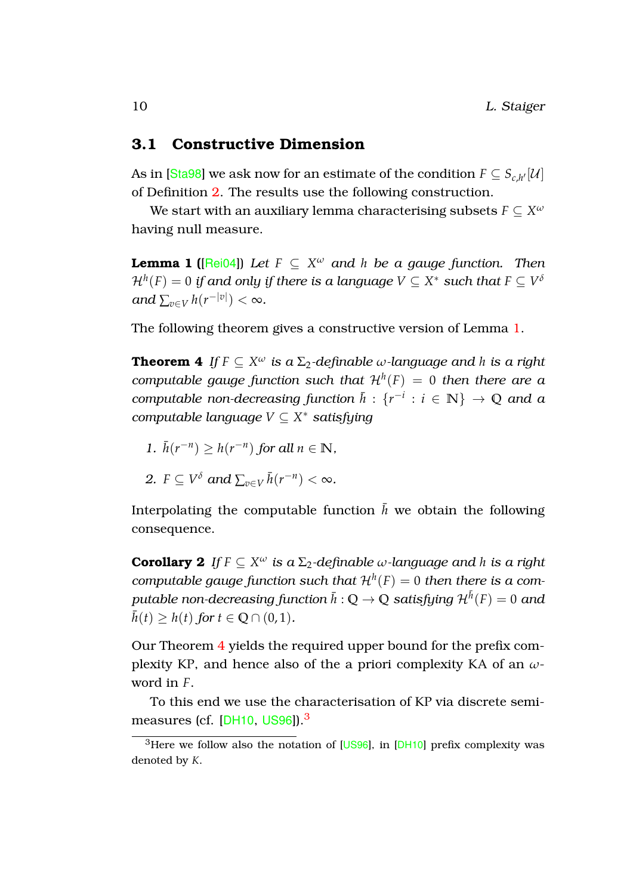### 3.1 Constructive Dimension

As in [Sta98] we ask now for an estimate of the condition $F \subseteq S_{c,h'}[\mathcal{U}]$ of Definition 2. The results use the following construction.

We start with an auxiliary lemma characterising subsets $F \subseteq X^\omega$ having null measure.

**Lemma 1 ([Rei04])** *Let $F \subseteq X^\omega$ and $h$ be a gauge function. Then $\mathcal{H}^h(F) = 0$ if and only if there is a language $V \subseteq X^*$ such that $F \subseteq V^\delta$ and $\sum_{v \in V} h(r^{-|v|}) < \infty$.*

The following theorem gives a constructive version of Lemma 1.

**Theorem 4** *If $F \subseteq X^\omega$ is a $\Sigma_2$-definable $\omega$-language and $h$ is a right computable gauge function such that $\mathcal{H}^h(F) = 0$ then there are a computable non-decreasing function $\bar{h} : \{r^{-i} : i \in \mathbb{N}\} \to \mathbb{Q}$ and a computable language $V \subseteq X^*$ satisfying*

1. *$\bar{h}(r^{-n}) \geq h(r^{-n})$ for all $n \in \mathbb{N}$,*
2. *$F \subseteq V^\delta$ and $\sum_{v \in V} \bar{h}(r^{-n}) < \infty$.*

Interpolating the computable function $\bar{h}$ we obtain the following consequence.

**Corollary 2** *If $F \subseteq X^\omega$ is a $\Sigma_2$-definable $\omega$-language and $h$ is a right computable gauge function such that $\mathcal{H}^h(F) = 0$ then there is a computable non-decreasing function $\bar{h} : \mathbb{Q} \to \mathbb{Q}$ satisfying $\mathcal{H}^{\bar{h}}(F) = 0$ and $\bar{h}(t) \geq h(t)$ for $t \in \mathbb{Q} \cap (0, 1)$.*

Our Theorem 4 yields the required upper bound for the prefix complexity KP, and hence also of the a priori complexity KA of an $\omega$-word in $F$.

To this end we use the characterisation of KP via discrete semi-measures (cf. [DH10, US96]).[3]

[3] Here we follow also the notation of [US96], in [DH10] prefix complexity was denoted by $K$.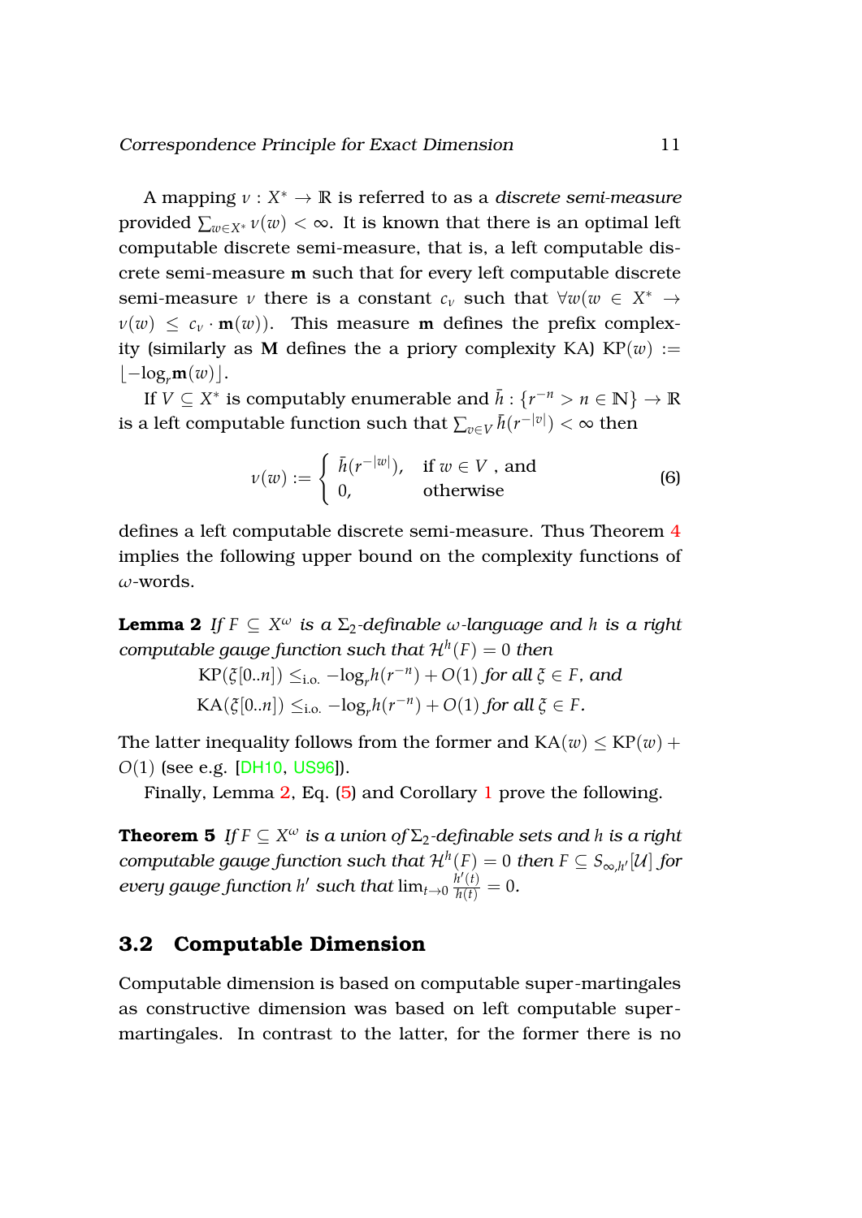A mapping $\nu : X^* \to \mathbb{R}$ is referred to as a *discrete semi-measure* provided $\sum_{w \in X^*} \nu(w) < \infty$. It is known that there is an optimal left computable discrete semi-measure, that is, a left computable discrete semi-measure $\mathbf{m}$ such that for every left computable discrete semi-measure $\nu$ there is a constant $c_\nu$ such that $\forall w (w \in X^* \to \nu(w) \leq c_\nu \cdot \mathbf{m}(w))$. This measure $\mathbf{m}$ defines the prefix complexity (similarly as $\mathbf{M}$ defines the a priory complexity KA) $\mathrm{KP}(w) := \lfloor -\log_r \mathbf{m}(w) \rfloor$.

If $V \subseteq X^*$ is computably enumerable and $\bar{h} : \{r^{-n} > n \in \mathbb{N}\} \to \mathbb{R}$ is a left computable function such that $\sum_{v \in V} \bar{h}(r^{-|v|}) < \infty$ then

$$\nu(w) := \begin{cases} \bar{h}(r^{-|w|}), & \text{if } w \in V \text{ , and} \\ 0, & \text{otherwise} \end{cases} \tag{6}$$

defines a left computable discrete semi-measure. Thus Theorem 4 implies the following upper bound on the complexity functions of $\omega$-words.

**Lemma 2** *If $F \subseteq X^\omega$ is a $\Sigma_2$-definable $\omega$-language and $h$ is a right computable gauge function such that $\mathcal{H}^h(F) = 0$ then*

$$\mathrm{KP}(\xi[0..n]) \leq_{\text{i.o.}} -\log_r h(r^{-n}) + O(1) \textit{ for all } \xi \in F, \textit{ and}$$
$$\mathrm{KA}(\xi[0..n]) \leq_{\text{i.o.}} -\log_r h(r^{-n}) + O(1) \textit{ for all } \xi \in F.$$

The latter inequality follows from the former and $\mathrm{KA}(w) \leq \mathrm{KP}(w) + O(1)$ (see e.g. [DH10, US96]).

Finally, Lemma 2, Eq. (5) and Corollary 1 prove the following.

**Theorem 5** *If $F \subseteq X^\omega$ is a union of $\Sigma_2$-definable sets and $h$ is a right computable gauge function such that $\mathcal{H}^h(F) = 0$ then $F \subseteq S_{\infty,h'}[\mathcal{U}]$ for every gauge function $h'$ such that $\lim_{t \to 0} \frac{h'(t)}{h(t)} = 0$.*

## 3.2 Computable Dimension

Computable dimension is based on computable super-martingales as constructive dimension was based on left computable super-martingales. In contrast to the latter, for the former there is no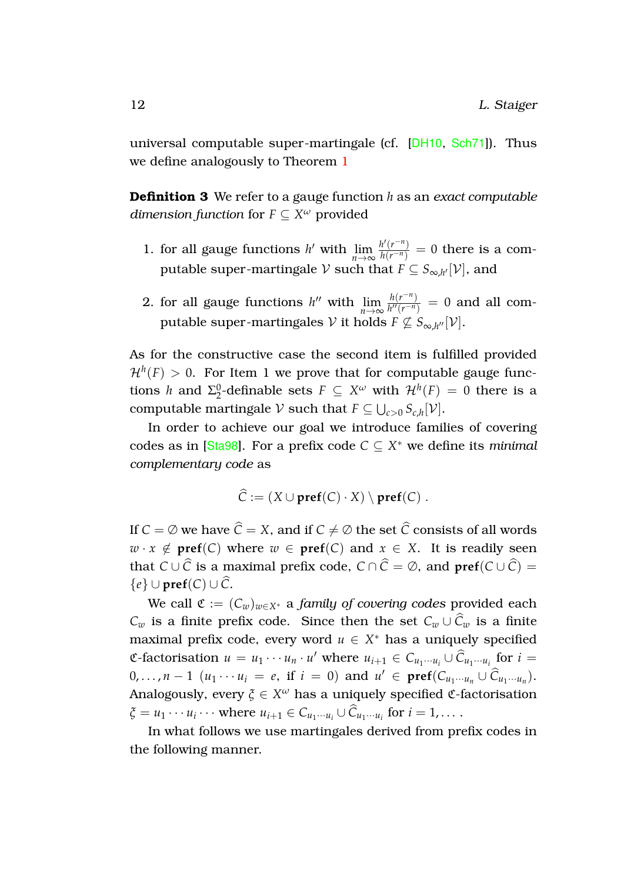universal computable super-martingale (cf. [DH10, Sch71]). Thus we define analogously to Theorem 1

**Definition 3** We refer to a gauge function $h$ as an *exact computable dimension function* for $F \subseteq X^\omega$ provided

1. for all gauge functions $h'$ with $\lim_{n\to\infty} \frac{h'(r^{-n})}{h(r^{-n})} = 0$ there is a computable super-martingale $\mathcal{V}$ such that $F \subseteq S_{\infty,h'}[\mathcal{V}]$, and

2. for all gauge functions $h''$ with $\lim_{n\to\infty} \frac{h(r^{-n})}{h''(r^{-n})} = 0$ and all computable super-martingales $\mathcal{V}$ it holds $F \not\subseteq S_{\infty,h''}[\mathcal{V}]$.

As for the constructive case the second item is fulfilled provided $\mathcal{H}^h(F) > 0$. For Item 1 we prove that for computable gauge functions $h$ and $\Sigma_2^0$-definable sets $F \subseteq X^\omega$ with $\mathcal{H}^h(F) = 0$ there is a computable martingale $\mathcal{V}$ such that $F \subseteq \bigcup_{c>0} S_{c,h}[\mathcal{V}]$.

In order to achieve our goal we introduce families of covering codes as in [Sta98]. For a prefix code $C \subseteq X^*$ we define its *minimal complementary code* as

$$\widehat{C} := (X \cup \mathbf{pref}(C) \cdot X) \setminus \mathbf{pref}(C) \ .$$

If $C = \emptyset$ we have $\widehat{C} = X$, and if $C \neq \emptyset$ the set $\widehat{C}$ consists of all words $w \cdot x \notin \mathbf{pref}(C)$ where $w \in \mathbf{pref}(C)$ and $x \in X$. It is readily seen that $C \cup \widehat{C}$ is a maximal prefix code, $C \cap \widehat{C} = \emptyset$, and $\mathbf{pref}(C \cup \widehat{C}) = \{e\} \cup \mathbf{pref}(C) \cup \widehat{C}$.

We call $\mathfrak{C} := (C_w)_{w \in X^*}$ a *family of covering codes* provided each $C_w$ is a finite prefix code. Since then the set $C_w \cup \widehat{C}_w$ is a finite maximal prefix code, every word $u \in X^*$ has a uniquely specified $\mathfrak{C}$-factorisation $u = u_1 \cdots u_n \cdot u'$ where $u_{i+1} \in C_{u_1 \cdots u_i} \cup \widehat{C}_{u_1 \cdots u_i}$ for $i = 0, \ldots, n-1$ ($u_1 \cdots u_i = e$, if $i = 0$) and $u' \in \mathbf{pref}(C_{u_1 \cdots u_n} \cup \widehat{C}_{u_1 \cdots u_n})$. Analogously, every $\xi \in X^\omega$ has a uniquely specified $\mathfrak{C}$-factorisation $\xi = u_1 \cdots u_i \cdots$ where $u_{i+1} \in C_{u_1 \cdots u_i} \cup \widehat{C}_{u_1 \cdots u_i}$ for $i = 1, \ldots$.

In what follows we use martingales derived from prefix codes in the following manner.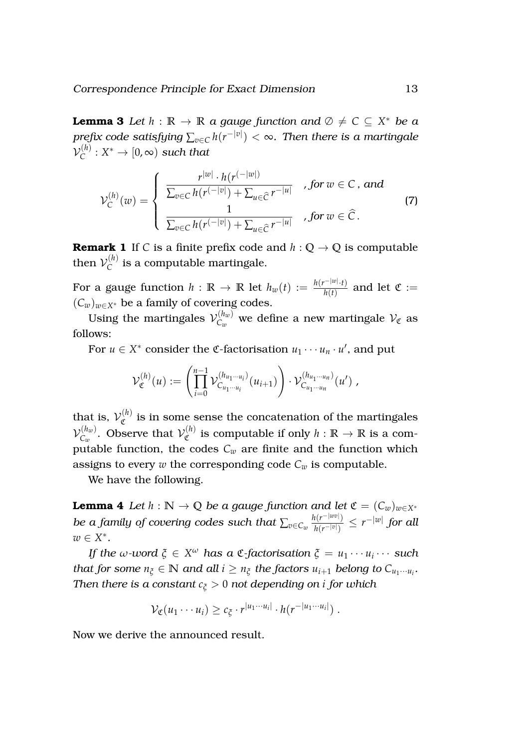**Lemma 3** *Let $h : \mathbb{R} \to \mathbb{R}$ a gauge function and $\emptyset \neq C \subseteq X^*$ be a prefix code satisfying $\sum_{v \in C} h(r^{-|v|}) < \infty$. Then there is a martingale $\mathcal{V}_C^{(h)} : X^* \to [0, \infty)$ such that*

$$
\mathcal{V}_C^{(h)}(w) = \begin{cases} \dfrac{r^{|w|} \cdot h(r^{(-|w|)})}{\sum_{v \in C} h(r^{(-|v|)}) + \sum_{u \in \widehat{C}} r^{-|u|}} & \text{, for } w \in C \text{, and} \\[2ex] \dfrac{1}{\sum_{v \in C} h(r^{(-|v|)}) + \sum_{u \in \widehat{C}} r^{-|u|}} & \text{, for } w \in \widehat{C} \,. \end{cases} \tag{7}
$$

**Remark 1** If $C$ is a finite prefix code and $h : \mathbb{Q} \to \mathbb{Q}$ is computable then $\mathcal{V}_C^{(h)}$ is a computable martingale.

For a gauge function $h : \mathbb{R} \to \mathbb{R}$ let $h_w(t) := \frac{h(r^{-|w|} \cdot t)}{h(t)}$ and let $\mathfrak{C} := (C_w)_{w \in X^*}$ be a family of covering codes.

Using the martingales $\mathcal{V}_{C_w}^{(h_w)}$ we define a new martingale $\mathcal{V}_{\mathfrak{C}}$ as follows:

For $u \in X^*$ consider the $\mathfrak{C}$-factorisation $u_1 \cdots u_n \cdot u'$, and put

$$
\mathcal{V}_{\mathfrak{C}}^{(h)}(u) := \left( \prod_{i=0}^{n-1} \mathcal{V}_{C_{u_1 \cdots u_i}}^{(h_{u_1 \cdots u_i})}(u_{i+1}) \right) \cdot \mathcal{V}_{C_{u_1 \cdots u_n}}^{(h_{u_1 \cdots u_n})}(u') \,,
$$

that is, $\mathcal{V}_{\mathfrak{C}}^{(h)}$ is in some sense the concatenation of the martingales $\mathcal{V}_{C_w}^{(h_w)}$. Observe that $\mathcal{V}_{\mathfrak{C}}^{(h)}$ is computable if only $h : \mathbb{R} \to \mathbb{R}$ is a computable function, the codes $C_w$ are finite and the function which assigns to every $w$ the corresponding code $C_w$ is computable.

We have the following.

**Lemma 4** *Let $h : \mathbb{N} \to \mathbb{Q}$ be a gauge function and let $\mathfrak{C} = (C_w)_{w \in X^*}$ be a family of covering codes such that $\sum_{v \in C_w} \frac{h(r^{-|wv|})}{h(r^{-|v|})} \leq r^{-|w|}$ for all $w \in X^*$.*

*If the $\omega$-word $\xi \in X^\omega$ has a $\mathfrak{C}$-factorisation $\xi = u_1 \cdots u_i \cdots$ such that for some $n_\xi \in \mathbb{N}$ and all $i \geq n_\xi$ the factors $u_{i+1}$ belong to $C_{u_1 \cdots u_i}$. Then there is a constant $c_\xi > 0$ not depending on $i$ for which*

$$
\mathcal{V}_{\mathfrak{C}}(u_1 \cdots u_i) \geq c_\xi \cdot r^{|u_1 \cdots u_i|} \cdot h(r^{-|u_1 \cdots u_i|}) \,.
$$

Now we derive the announced result.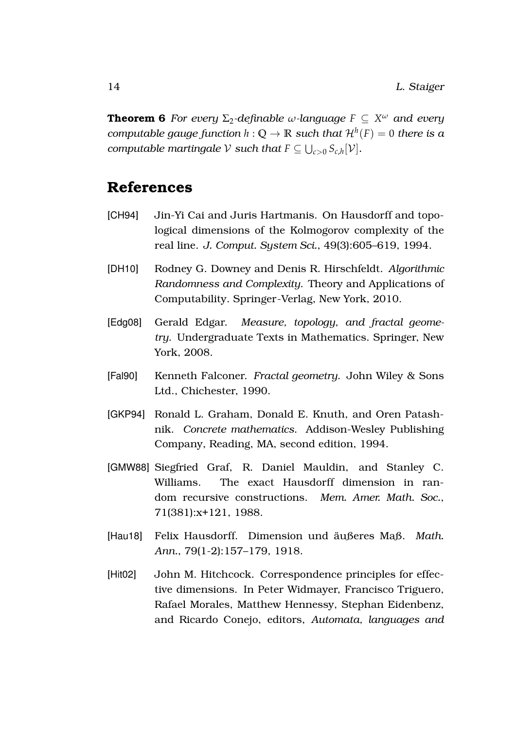**Theorem 6** *For every $\Sigma_2$-definable $\omega$-language $F \subseteq X^\omega$ and every computable gauge function $h : \mathbb{Q} \to \mathbb{R}$ such that $\mathcal{H}^h(F) = 0$ there is a computable martingale $\mathcal{V}$ such that $F \subseteq \bigcup_{c>0} S_{c,h}[\mathcal{V}]$.*

## References

[CH94] Jin-Yi Cai and Juris Hartmanis. On Hausdorff and topological dimensions of the Kolmogorov complexity of the real line. *J. Comput. System Sci.*, 49(3):605–619, 1994.

[DH10] Rodney G. Downey and Denis R. Hirschfeldt. *Algorithmic Randomness and Complexity*. Theory and Applications of Computability. Springer-Verlag, New York, 2010.

[Edg08] Gerald Edgar. *Measure, topology, and fractal geometry*. Undergraduate Texts in Mathematics. Springer, New York, 2008.

[Fal90] Kenneth Falconer. *Fractal geometry*. John Wiley & Sons Ltd., Chichester, 1990.

[GKP94] Ronald L. Graham, Donald E. Knuth, and Oren Patashnik. *Concrete mathematics*. Addison-Wesley Publishing Company, Reading, MA, second edition, 1994.

[GMW88] Siegfried Graf, R. Daniel Mauldin, and Stanley C. Williams. The exact Hausdorff dimension in random recursive constructions. *Mem. Amer. Math. Soc.*, 71(381):x+121, 1988.

[Hau18] Felix Hausdorff. Dimension und äußeres Maß. *Math. Ann.*, 79(1-2):157–179, 1918.

[Hit02] John M. Hitchcock. Correspondence principles for effective dimensions. In Peter Widmayer, Francisco Triguero, Rafael Morales, Matthew Hennessy, Stephan Eidenbenz, and Ricardo Conejo, editors, *Automata, languages and*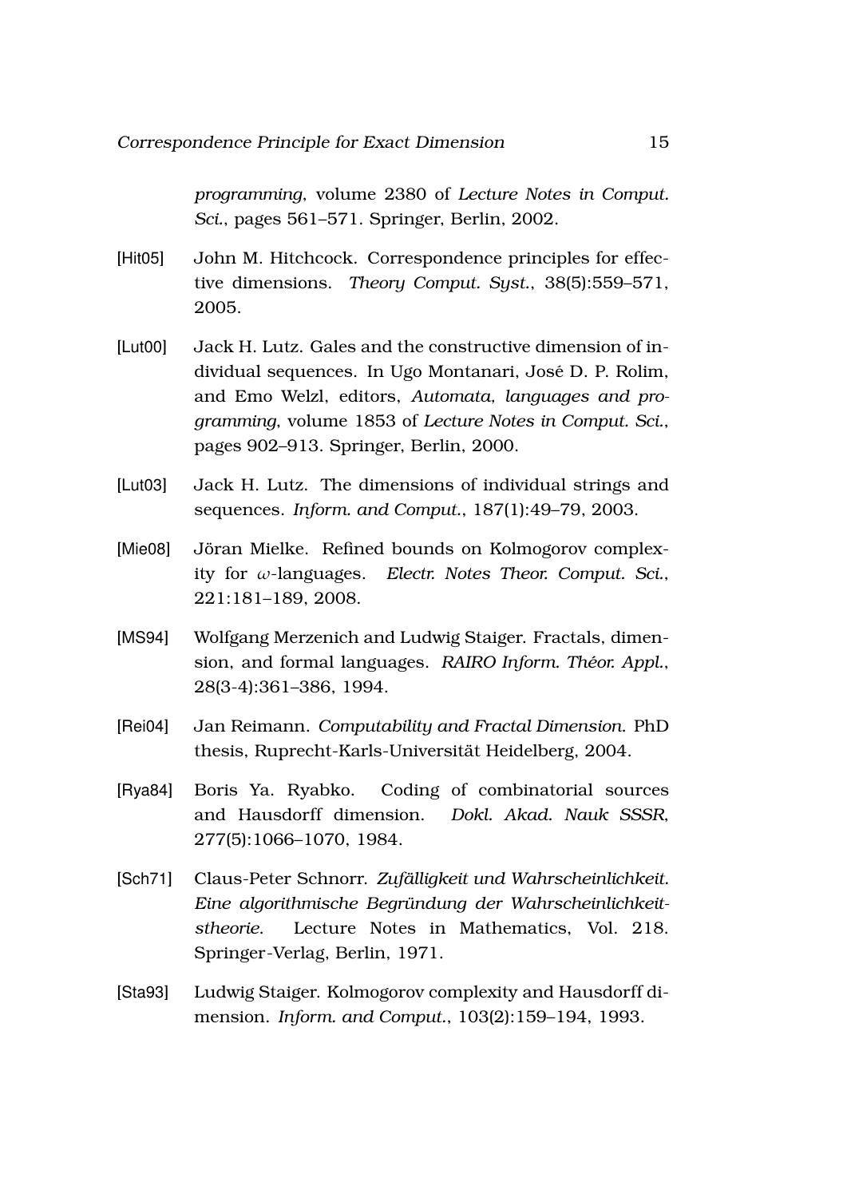*programming*, volume 2380 of *Lecture Notes in Comput. Sci.*, pages 561–571. Springer, Berlin, 2002.

[Hit05] John M. Hitchcock. Correspondence principles for effective dimensions. *Theory Comput. Syst.*, 38(5):559–571, 2005.

[Lut00] Jack H. Lutz. Gales and the constructive dimension of individual sequences. In Ugo Montanari, José D. P. Rolim, and Emo Welzl, editors, *Automata, languages and programming*, volume 1853 of *Lecture Notes in Comput. Sci.*, pages 902–913. Springer, Berlin, 2000.

[Lut03] Jack H. Lutz. The dimensions of individual strings and sequences. *Inform. and Comput.*, 187(1):49–79, 2003.

[Mie08] Jöran Mielke. Refined bounds on Kolmogorov complexity for $\omega$-languages. *Electr. Notes Theor. Comput. Sci.*, 221:181–189, 2008.

[MS94] Wolfgang Merzenich and Ludwig Staiger. Fractals, dimension, and formal languages. *RAIRO Inform. Théor. Appl.*, 28(3-4):361–386, 1994.

[Rei04] Jan Reimann. *Computability and Fractal Dimension*. PhD thesis, Ruprecht-Karls-Universität Heidelberg, 2004.

[Rya84] Boris Ya. Ryabko. Coding of combinatorial sources and Hausdorff dimension. *Dokl. Akad. Nauk SSSR*, 277(5):1066–1070, 1984.

[Sch71] Claus-Peter Schnorr. *Zufälligkeit und Wahrscheinlichkeit. Eine algorithmische Begründung der Wahrscheinlichkeitstheorie*. Lecture Notes in Mathematics, Vol. 218. Springer-Verlag, Berlin, 1971.

[Sta93] Ludwig Staiger. Kolmogorov complexity and Hausdorff dimension. *Inform. and Comput.*, 103(2):159–194, 1993.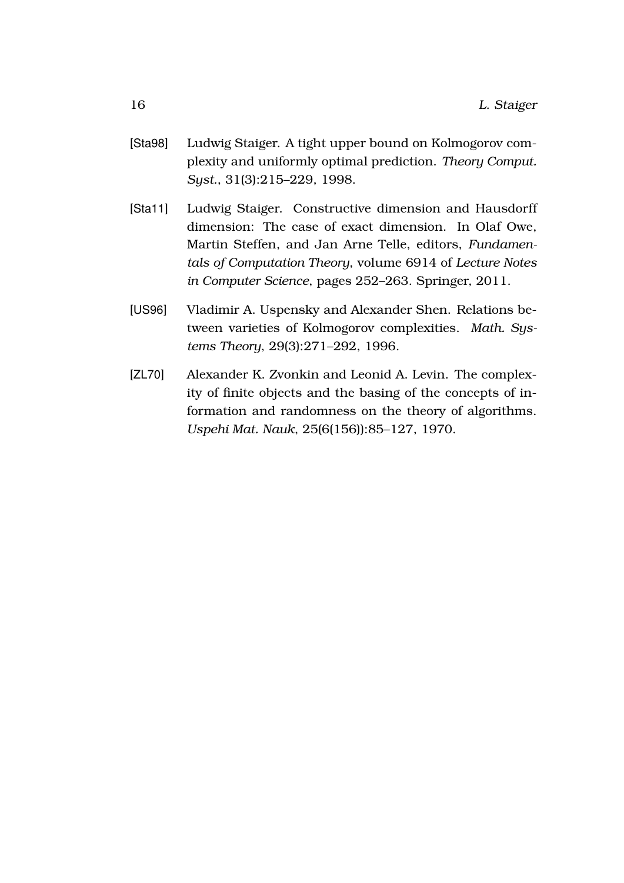[Sta98] Ludwig Staiger. A tight upper bound on Kolmogorov complexity and uniformly optimal prediction. *Theory Comput. Syst.*, 31(3):215–229, 1998.

[Sta11] Ludwig Staiger. Constructive dimension and Hausdorff dimension: The case of exact dimension. In Olaf Owe, Martin Steffen, and Jan Arne Telle, editors, *Fundamentals of Computation Theory*, volume 6914 of *Lecture Notes in Computer Science*, pages 252–263. Springer, 2011.

[US96] Vladimir A. Uspensky and Alexander Shen. Relations between varieties of Kolmogorov complexities. *Math. Systems Theory*, 29(3):271–292, 1996.

[ZL70] Alexander K. Zvonkin and Leonid A. Levin. The complexity of finite objects and the basing of the concepts of information and randomness on the theory of algorithms. *Uspehi Mat. Nauk*, 25(6(156)):85–127, 1970.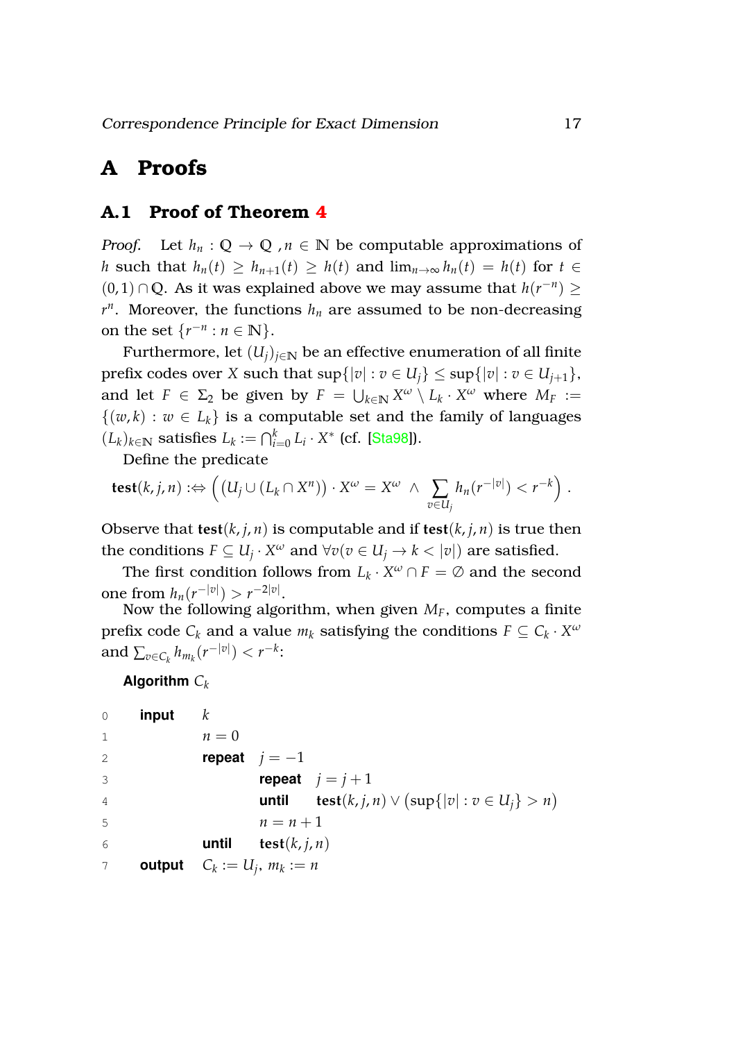# A Proofs

## A.1 Proof of Theorem 4

*Proof.* Let $h_n : \mathbb{Q} \to \mathbb{Q}$ , $n \in \mathbb{N}$ be computable approximations of $h$ such that $h_n(t) \geq h_{n+1}(t) \geq h(t)$ and $\lim_{n\to\infty} h_n(t) = h(t)$ for $t \in (0,1) \cap \mathbb{Q}$. As it was explained above we may assume that $h(r^{-n}) \geq r^n$. Moreover, the functions $h_n$ are assumed to be non-decreasing on the set $\{r^{-n} : n \in \mathbb{N}\}$.

Furthermore, let $(U_j)_{j\in\mathbb{N}}$ be an effective enumeration of all finite prefix codes over $X$ such that $\sup\{|v| : v \in U_j\} \leq \sup\{|v| : v \in U_{j+1}\}$, and let $F \in \Sigma_2$ be given by $F = \bigcup_{k\in\mathbb{N}} X^\omega \setminus L_k \cdot X^\omega$ where $M_F := \{(w,k) : w \in L_k\}$ is a computable set and the family of languages $(L_k)_{k\in\mathbb{N}}$ satisfies $L_k := \bigcap_{i=0}^{k} L_i \cdot X^*$ (cf. [Sta98]).

Define the predicate

$$\mathbf{test}(k,j,n) :\Leftrightarrow \Big( \big(U_j \cup (L_k \cap X^n)\big) \cdot X^\omega = X^\omega \ \wedge \ \sum_{v\in U_j} h_n(r^{-|v|}) < r^{-k} \Big) .$$

Observe that $\mathbf{test}(k,j,n)$ is computable and if $\mathbf{test}(k,j,n)$ is true then the conditions $F \subseteq U_j \cdot X^\omega$ and $\forall v (v \in U_j \to k < |v|)$ are satisfied.

The first condition follows from $L_k \cdot X^\omega \cap F = \emptyset$ and the second one from $h_n(r^{-|v|}) > r^{-2|v|}$.

Now the following algorithm, when given $M_F$, computes a finite prefix code $C_k$ and a value $m_k$ satisfying the conditions $F \subseteq C_k \cdot X^\omega$ and $\sum_{v\in C_k} h_{m_k}(r^{-|v|}) < r^{-k}$:

**Algorithm** $C_k$

```
0   input   k
1           n = 0
2           repeat  j = −1
3                   repeat  j = j + 1
4                   until   test(k, j, n) ∨ (sup{|v| : v ∈ U_j} > n)
5                   n = n + 1
6           until   test(k, j, n)
7   output  C_k := U_j,  m_k := n
```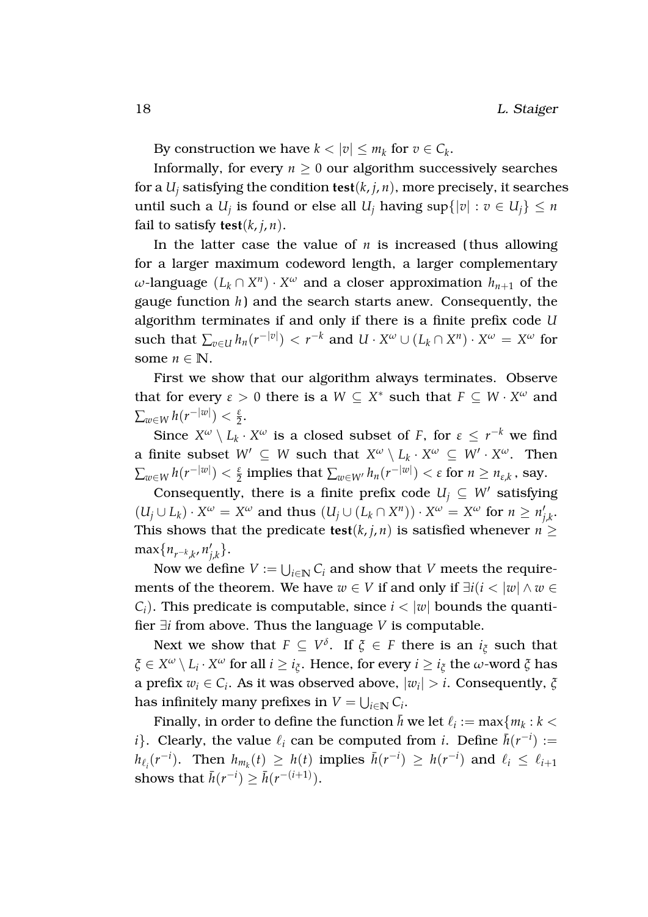By construction we have $k < |v| \leq m_k$ for $v \in C_k$.

Informally, for every $n \geq 0$ our algorithm successively searches for a $U_j$ satisfying the condition $\mathbf{test}(k, j, n)$, more precisely, it searches until such a $U_j$ is found or else all $U_j$ having $\sup\{|v| : v \in U_j\} \leq n$ fail to satisfy $\mathbf{test}(k, j, n)$.

In the latter case the value of $n$ is increased (thus allowing for a larger maximum codeword length, a larger complementary $\omega$-language $(L_k \cap X^n) \cdot X^\omega$ and a closer approximation $h_{n+1}$ of the gauge function $h$) and the search starts anew. Consequently, the algorithm terminates if and only if there is a finite prefix code $U$ such that $\sum_{v \in U} h_n(r^{-|v|}) < r^{-k}$ and $U \cdot X^\omega \cup (L_k \cap X^n) \cdot X^\omega = X^\omega$ for some $n \in \mathbb{N}$.

First we show that our algorithm always terminates. Observe that for every $\varepsilon > 0$ there is a $W \subseteq X^*$ such that $F \subseteq W \cdot X^\omega$ and $\sum_{w \in W} h(r^{-|w|}) < \frac{\varepsilon}{2}$.

Since $X^\omega \setminus L_k \cdot X^\omega$ is a closed subset of $F$, for $\varepsilon \leq r^{-k}$ we find a finite subset $W' \subseteq W$ such that $X^\omega \setminus L_k \cdot X^\omega \subseteq W' \cdot X^\omega$. Then $\sum_{w \in W} h(r^{-|w|}) < \frac{\varepsilon}{2}$ implies that $\sum_{w \in W'} h_n(r^{-|w|}) < \varepsilon$ for $n \geq n_{\varepsilon,k}$, say.

Consequently, there is a finite prefix code $U_j \subseteq W'$ satisfying $(U_j \cup L_k) \cdot X^\omega = X^\omega$ and thus $(U_j \cup (L_k \cap X^n)) \cdot X^\omega = X^\omega$ for $n \geq n'_{j,k}$. This shows that the predicate $\mathbf{test}(k, j, n)$ is satisfied whenever $n \geq \max\{n_{r^{-k},k}, n'_{j,k}\}$.

Now we define $V := \bigcup_{i \in \mathbb{N}} C_i$ and show that $V$ meets the requirements of the theorem. We have $w \in V$ if and only if $\exists i (i < |w| \wedge w \in C_i)$. This predicate is computable, since $i < |w|$ bounds the quantifier $\exists i$ from above. Thus the language $V$ is computable.

Next we show that $F \subseteq V^\delta$. If $\xi \in F$ there is an $i_\xi$ such that $\xi \in X^\omega \setminus L_i \cdot X^\omega$ for all $i \geq i_\xi$. Hence, for every $i \geq i_\xi$ the $\omega$-word $\xi$ has a prefix $w_i \in C_i$. As it was observed above, $|w_i| > i$. Consequently, $\xi$ has infinitely many prefixes in $V = \bigcup_{i \in \mathbb{N}} C_i$.

Finally, in order to define the function $\bar{h}$ we let $\ell_i := \max\{m_k : k < i\}$. Clearly, the value $\ell_i$ can be computed from $i$. Define $\bar{h}(r^{-i}) := h_{\ell_i}(r^{-i})$. Then $h_{m_k}(t) \geq h(t)$ implies $\bar{h}(r^{-i}) \geq h(r^{-i})$ and $\ell_i \leq \ell_{i+1}$ shows that $\bar{h}(r^{-i}) \geq \bar{h}(r^{-(i+1)})$.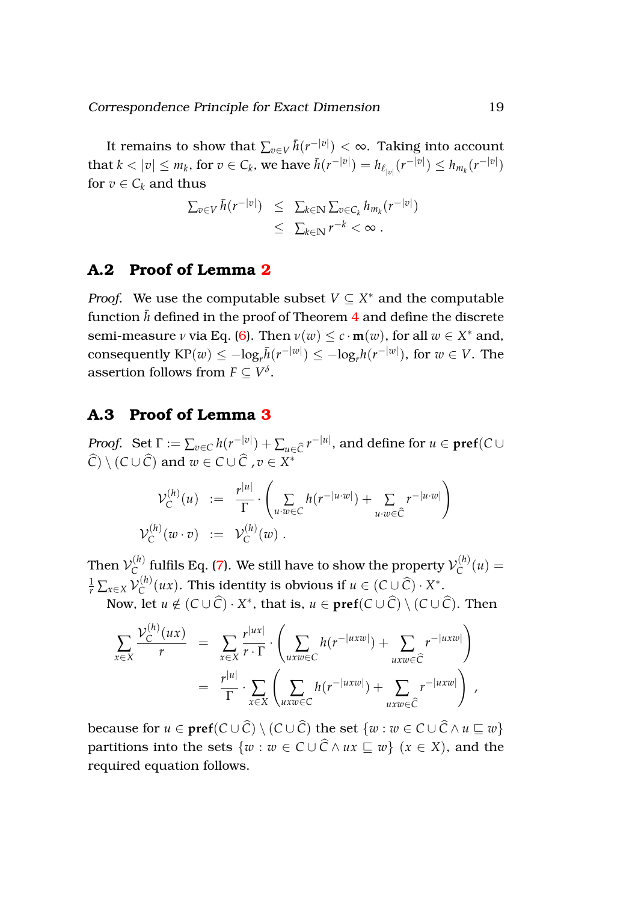It remains to show that $\sum_{v\in V} \bar{h}(r^{-|v|}) < \infty$. Taking into account that $k < |v| \le m_k$, for $v \in C_k$, we have $\bar{h}(r^{-|v|}) = h_{\ell_{|v|}}(r^{-|v|}) \le h_{m_k}(r^{-|v|})$ for $v \in C_k$ and thus

$$
\begin{aligned}
\textstyle\sum_{v\in V} \bar{h}(r^{-|v|}) &\le \textstyle\sum_{k\in\mathbb{N}} \sum_{v\in C_k} h_{m_k}(r^{-|v|}) \\
&\le \textstyle\sum_{k\in\mathbb{N}} r^{-k} < \infty \,.
\end{aligned}
$$

## A.2 Proof of Lemma 2

*Proof.* We use the computable subset $V \subseteq X^*$ and the computable function $\bar{h}$ defined in the proof of Theorem 4 and define the discrete semi-measure $\nu$ via Eq. (6). Then $\nu(w) \le c \cdot \mathbf{m}(w)$, for all $w \in X^*$ and, consequently $\mathrm{KP}(w) \le -\log_r \bar{h}(r^{-|w|}) \le -\log_r h(r^{-|w|})$, for $w \in V$. The assertion follows from $F \subseteq V^\delta$.

## A.3 Proof of Lemma 3

*Proof.* Set $\Gamma := \sum_{v\in C} h(r^{-|v|}) + \sum_{u\in\widehat{C}} r^{-|u|}$, and define for $u \in \mathbf{pref}(C \cup \widehat{C}) \setminus (C \cup \widehat{C})$ and $w \in C \cup \widehat{C}$ , $v \in X^*$

$$
\begin{aligned}
\mathcal{V}_C^{(h)}(u) &:= \frac{r^{|u|}}{\Gamma} \cdot \left( \sum_{u\cdot w\in C} h(r^{-|u\cdot w|}) + \sum_{u\cdot w\in\widehat{C}} r^{-|u\cdot w|} \right) \\
\mathcal{V}_C^{(h)}(w\cdot v) &:= \mathcal{V}_C^{(h)}(w) \,.
\end{aligned}
$$

Then $\mathcal{V}_C^{(h)}$ fulfils Eq. (7). We still have to show the property $\mathcal{V}_C^{(h)}(u) = \frac{1}{r}\sum_{x\in X} \mathcal{V}_C^{(h)}(ux)$. This identity is obvious if $u \in (C \cup \widehat{C}) \cdot X^*$.

Now, let $u \notin (C \cup \widehat{C}) \cdot X^*$, that is, $u \in \mathbf{pref}(C \cup \widehat{C}) \setminus (C \cup \widehat{C})$. Then

$$
\begin{aligned}
\sum_{x\in X} \frac{\mathcal{V}_C^{(h)}(ux)}{r} &= \sum_{x\in X} \frac{r^{|ux|}}{r\cdot\Gamma} \cdot \left( \sum_{uxw\in C} h(r^{-|uxw|}) + \sum_{uxw\in\widehat{C}} r^{-|uxw|} \right) \\
&= \frac{r^{|u|}}{\Gamma} \cdot \sum_{x\in X} \left( \sum_{uxw\in C} h(r^{-|uxw|}) + \sum_{uxw\in\widehat{C}} r^{-|uxw|} \right) ,
\end{aligned}
$$

because for $u \in \mathbf{pref}(C \cup \widehat{C}) \setminus (C \cup \widehat{C})$ the set $\{w : w \in C \cup \widehat{C} \wedge u \sqsubseteq w\}$ partitions into the sets $\{w : w \in C \cup \widehat{C} \wedge ux \sqsubseteq w\}$ $(x \in X)$, and the required equation follows.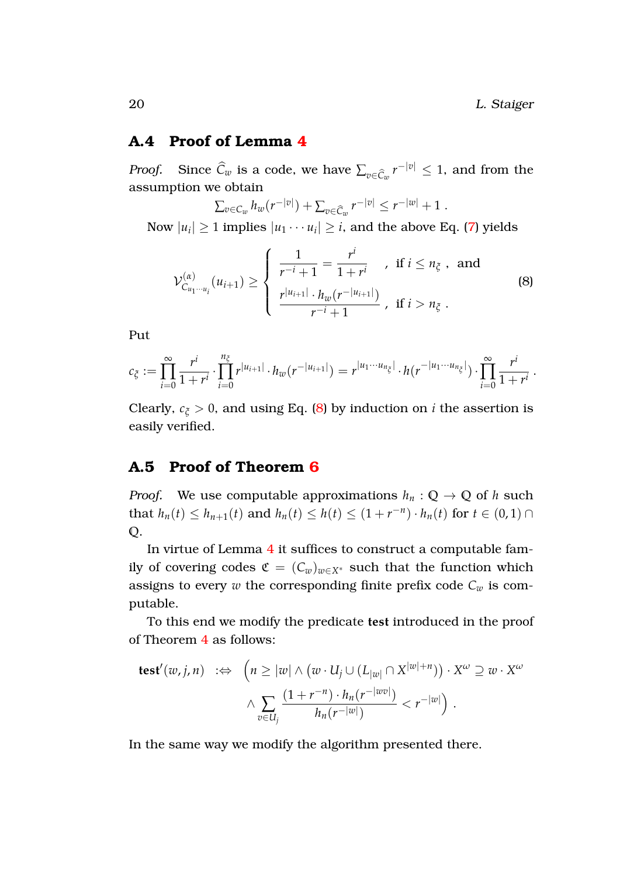## A.4 Proof of Lemma 4

*Proof.* Since $\widehat{C}_w$ is a code, we have $\sum_{v \in \widehat{C}_w} r^{-|v|} \leq 1$, and from the assumption we obtain

$$\textstyle\sum_{v \in C_w} h_w(r^{-|v|}) + \sum_{v \in \widehat{C}_w} r^{-|v|} \leq r^{-|w|} + 1 \ .$$

Now $|u_i| \geq 1$ implies $|u_1 \cdots u_i| \geq i$, and the above Eq. (7) yields

$$\mathcal{V}^{(\alpha)}_{C_{u_1 \cdots u_i}}(u_{i+1}) \geq \begin{cases} \dfrac{1}{r^{-i}+1} = \dfrac{r^i}{1+r^i} & , \text{ if } i \leq n_\xi \ , \text{ and} \\[2ex] \dfrac{r^{|u_{i+1}|} \cdot h_w(r^{-|u_{i+1}|})}{r^{-i}+1} & , \text{ if } i > n_\xi \ . \end{cases} \tag{8}$$

Put

$$c_\xi := \prod_{i=0}^{\infty} \frac{r^i}{1+r^i} \cdot \prod_{i=0}^{n_\xi} r^{|u_{i+1}|} \cdot h_w(r^{-|u_{i+1}|}) = r^{|u_1 \cdots u_{n_\xi}|} \cdot h(r^{-|u_1 \cdots u_{n_\xi}|}) \cdot \prod_{i=0}^{\infty} \frac{r^i}{1+r^i} \, .$$

Clearly, $c_\xi > 0$, and using Eq. (8) by induction on $i$ the assertion is easily verified.

## A.5 Proof of Theorem 6

*Proof.* We use computable approximations $h_n : \mathbb{Q} \to \mathbb{Q}$ of $h$ such that $h_n(t) \leq h_{n+1}(t)$ and $h_n(t) \leq h(t) \leq (1 + r^{-n}) \cdot h_n(t)$ for $t \in (0,1) \cap \mathbb{Q}$.

In virtue of Lemma 4 it suffices to construct a computable family of covering codes $\mathfrak{C} = (C_w)_{w \in X^*}$ such that the function which assigns to every $w$ the corresponding finite prefix code $C_w$ is computable.

To this end we modify the predicate **test** introduced in the proof of Theorem 4 as follows:

$$\begin{aligned} \mathbf{test}'(w,j,n) \ :\Leftrightarrow \ & \Big( n \geq |w| \wedge \big(w \cdot U_j \cup (L_{|w|} \cap X^{|w|+n})\big) \cdot X^\omega \supseteq w \cdot X^\omega \\ & \wedge \sum_{v \in U_j} \frac{(1 + r^{-n}) \cdot h_n(r^{-|wv|})}{h_n(r^{-|w|})} < r^{-|w|} \Big) \ . \end{aligned}$$

In the same way we modify the algorithm presented there.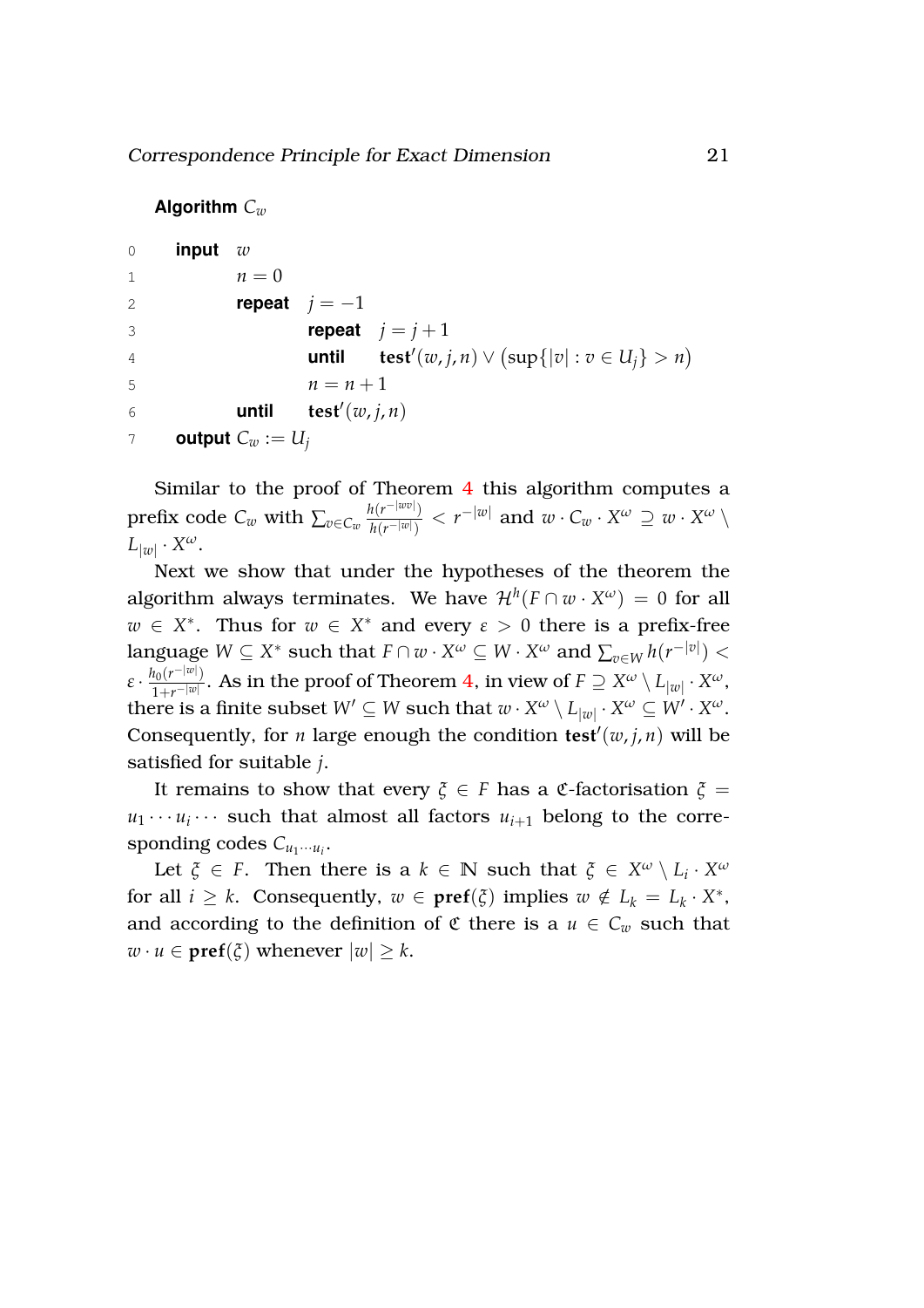**Algorithm** $C_w$

```
0   input w
1       n = 0
2       repeat  j = −1
3           repeat  j = j + 1
4           until   test′(w, j, n) ∨ (sup{|v| : v ∈ U_j} > n)
5           n = n + 1
6       until   test′(w, j, n)
7   output C_w := U_j
```

Similar to the proof of Theorem 4 this algorithm computes a prefix code $C_w$ with $\sum_{v \in C_w} \frac{h(r^{-|wv|})}{h(r^{-|w|})} < r^{-|w|}$ and $w \cdot C_w \cdot X^\omega \supseteq w \cdot X^\omega \setminus L_{|w|} \cdot X^\omega$.

Next we show that under the hypotheses of the theorem the algorithm always terminates. We have $\mathcal{H}^h(F \cap w \cdot X^\omega) = 0$ for all $w \in X^*$. Thus for $w \in X^*$ and every $\varepsilon > 0$ there is a prefix-free language $W \subseteq X^*$ such that $F \cap w \cdot X^\omega \subseteq W \cdot X^\omega$ and $\sum_{v \in W} h(r^{-|v|}) < \varepsilon \cdot \frac{h_0(r^{-|w|})}{1+r^{-|w|}}$. As in the proof of Theorem 4, in view of $F \supseteq X^\omega \setminus L_{|w|} \cdot X^\omega$, there is a finite subset $W' \subseteq W$ such that $w \cdot X^\omega \setminus L_{|w|} \cdot X^\omega \subseteq W' \cdot X^\omega$. Consequently, for $n$ large enough the condition $\mathbf{test}'(w, j, n)$ will be satisfied for suitable $j$.

It remains to show that every $\xi \in F$ has a $\mathfrak{C}$-factorisation $\xi = u_1 \cdots u_i \cdots$ such that almost all factors $u_{i+1}$ belong to the corresponding codes $C_{u_1 \cdots u_i}$.

Let $\xi \in F$. Then there is a $k \in \mathbb{N}$ such that $\xi \in X^\omega \setminus L_i \cdot X^\omega$ for all $i \geq k$. Consequently, $w \in \mathbf{pref}(\xi)$ implies $w \notin L_k = L_k \cdot X^*$, and according to the definition of $\mathfrak{C}$ there is a $u \in C_w$ such that $w \cdot u \in \mathbf{pref}(\xi)$ whenever $|w| \geq k$.